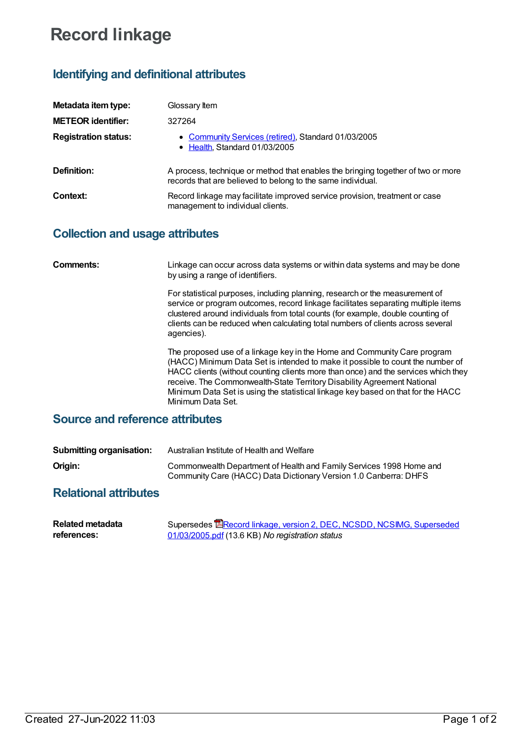# Record linkage

## Identifying and definitional attributes

| | |
|---|---|
| **Metadata item type:** | Glossary Item |
| **METEOR identifier:** | 327264 |
| **Registration status:** | • Community Services (retired), Standard 01/03/2005<br>• Health, Standard 01/03/2005 |
| **Definition:** | A process, technique or method that enables the bringing together of two or more records that are believed to belong to the same individual. |
| **Context:** | Record linkage may facilitate improved service provision, treatment or case management to individual clients. |

## Collection and usage attributes

**Comments:**

Linkage can occur across data systems or within data systems and may be done by using a range of identifiers.

For statistical purposes, including planning, research or the measurement of service or program outcomes, record linkage facilitates separating multiple items clustered around individuals from total counts (for example, double counting of clients can be reduced when calculating total numbers of clients across several agencies).

The proposed use of a linkage key in the Home and Community Care program (HACC) Minimum Data Set is intended to make it possible to count the number of HACC clients (without counting clients more than once) and the services which they receive. The Commonwealth-State Territory Disability Agreement National Minimum Data Set is using the statistical linkage key based on that for the HACC Minimum Data Set.

## Source and reference attributes

| | |
|---|---|
| **Submitting organisation:** | Australian Institute of Health and Welfare |
| **Origin:** | Commonwealth Department of Health and Family Services 1998 Home and Community Care (HACC) Data Dictionary Version 1.0 Canberra: DHFS |

## Relational attributes

| | |
|---|---|
| **Related metadata references:** | Supersedes Record linkage, version 2, DEC, NCSDD, NCSIMG, Superseded 01/03/2005.pdf (13.6 KB) *No registration status* |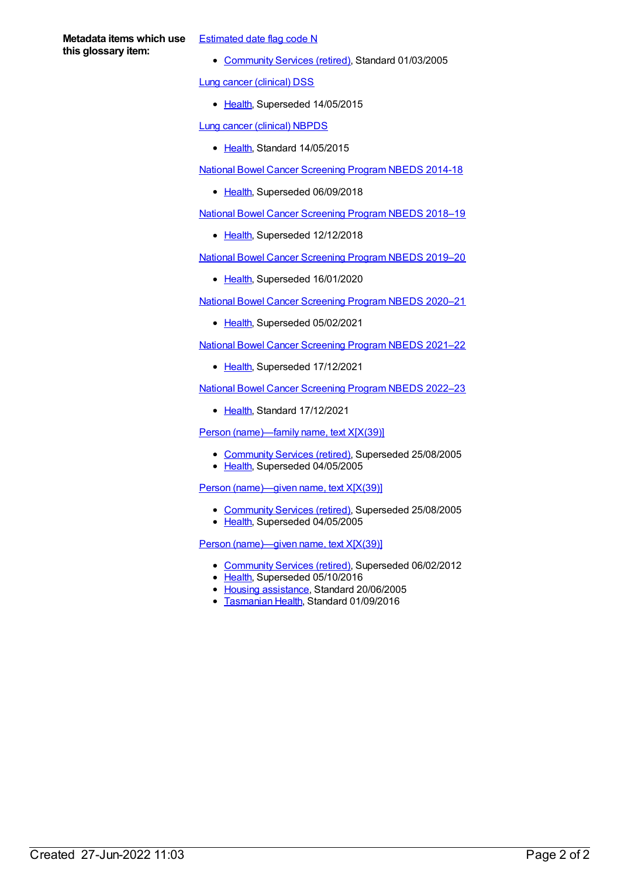**Metadata items which use this glossary item:**

Estimated date flag code N

- Community Services (retired), Standard 01/03/2005

Lung cancer (clinical) DSS

- Health, Superseded 14/05/2015

Lung cancer (clinical) NBPDS

- Health, Standard 14/05/2015

National Bowel Cancer Screening Program NBEDS 2014-18

- Health, Superseded 06/09/2018

National Bowel Cancer Screening Program NBEDS 2018–19

- Health, Superseded 12/12/2018

National Bowel Cancer Screening Program NBEDS 2019–20

- Health, Superseded 16/01/2020

National Bowel Cancer Screening Program NBEDS 2020–21

- Health, Superseded 05/02/2021

National Bowel Cancer Screening Program NBEDS 2021–22

- Health, Superseded 17/12/2021

National Bowel Cancer Screening Program NBEDS 2022–23

- Health, Standard 17/12/2021

Person (name)—family name, text X[X(39)]

- Community Services (retired), Superseded 25/08/2005
- Health, Superseded 04/05/2005

Person (name)—given name, text X[X(39)]

- Community Services (retired), Superseded 25/08/2005
- Health, Superseded 04/05/2005

Person (name)—given name, text X[X(39)]

- Community Services (retired), Superseded 06/02/2012
- Health, Superseded 05/10/2016
- Housing assistance, Standard 20/06/2005
- Tasmanian Health, Standard 01/09/2016